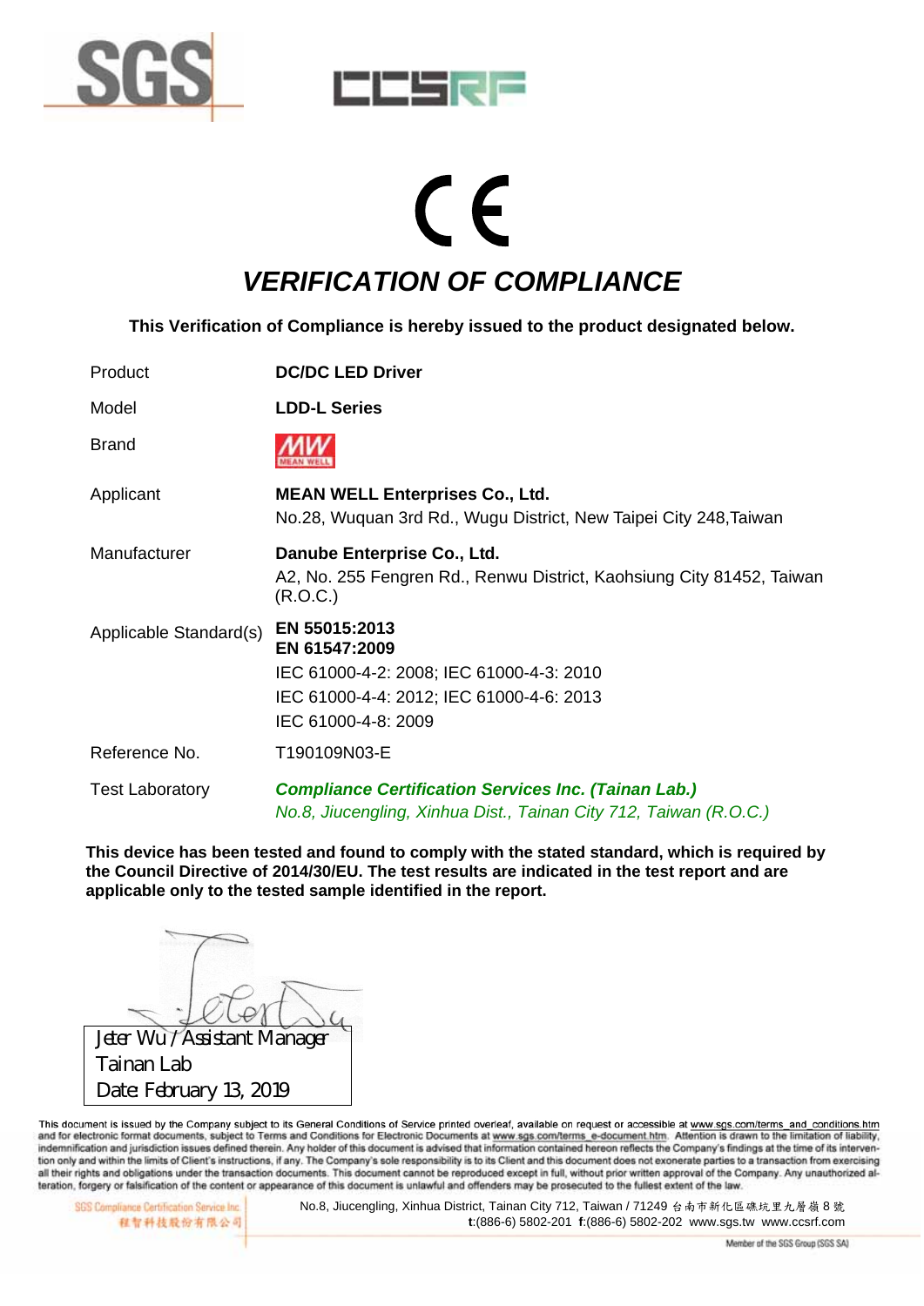SGS CCSRF

CE

# VERIFICATION OF COMPLIANCE

**This Verification of Compliance is hereby issued to the product designated below.**

| | |
|---|---|
| Product | **DC/DC LED Driver** |
| Model | **LDD-L Series** |
| Brand | MEAN WELL |
| Applicant | **MEAN WELL Enterprises Co., Ltd.**<br>No.28, Wuquan 3rd Rd., Wugu District, New Taipei City 248,Taiwan |
| Manufacturer | **Danube Enterprise Co., Ltd.**<br>A2, No. 255 Fengren Rd., Renwu District, Kaohsiung City 81452, Taiwan (R.O.C.) |
| Applicable Standard(s) | **EN 55015:2013**<br>**EN 61547:2009**<br>IEC 61000-4-2: 2008; IEC 61000-4-3: 2010<br>IEC 61000-4-4: 2012; IEC 61000-4-6: 2013<br>IEC 61000-4-8: 2009 |
| Reference No. | T190109N03-E |
| Test Laboratory | ***Compliance Certification Services Inc. (Tainan Lab.)***<br>*No.8, Jiucengling, Xinhua Dist., Tainan City 712, Taiwan (R.O.C.)* |

**This device has been tested and found to comply with the stated standard, which is required by the Council Directive of 2014/30/EU. The test results are indicated in the test report and are applicable only to the tested sample identified in the report.**

Jeter Wu / Assistant Manager
Tainan Lab
Date: February 13, 2019

This document is issued by the Company subject to its General Conditions of Service printed overleaf, available on request or accessible at www.sgs.com/terms_and_conditions.htm and for electronic format documents, subject to Terms and Conditions for Electronic Documents at www.sgs.com/terms_e-document.htm. Attention is drawn to the limitation of liability, indemnification and jurisdiction issues defined therein. Any holder of this document is advised that information contained hereon reflects the Company's findings at the time of its intervention only and within the limits of Client's instructions, if any. The Company's sole responsibility is to its Client and this document does not exonerate parties to a transaction from exercising all their rights and obligations under the transaction documents. This document cannot be reproduced except in full, without prior written approval of the Company. Any unauthorized alteration, forgery or falsification of the content or appearance of this document is unlawful and offenders may be prosecuted to the fullest extent of the law.

SGS Compliance Certification Service Inc.
程智科技股份有限公司

No.8, Jiucengling, Xinhua District, Tainan City 712, Taiwan / 71249 台南市新化區礁坑里九層嶺 8 號
t:(886-6) 5802-201 f:(886-6) 5802-202 www.sgs.tw www.ccsrf.com

Member of the SGS Group (SGS SA)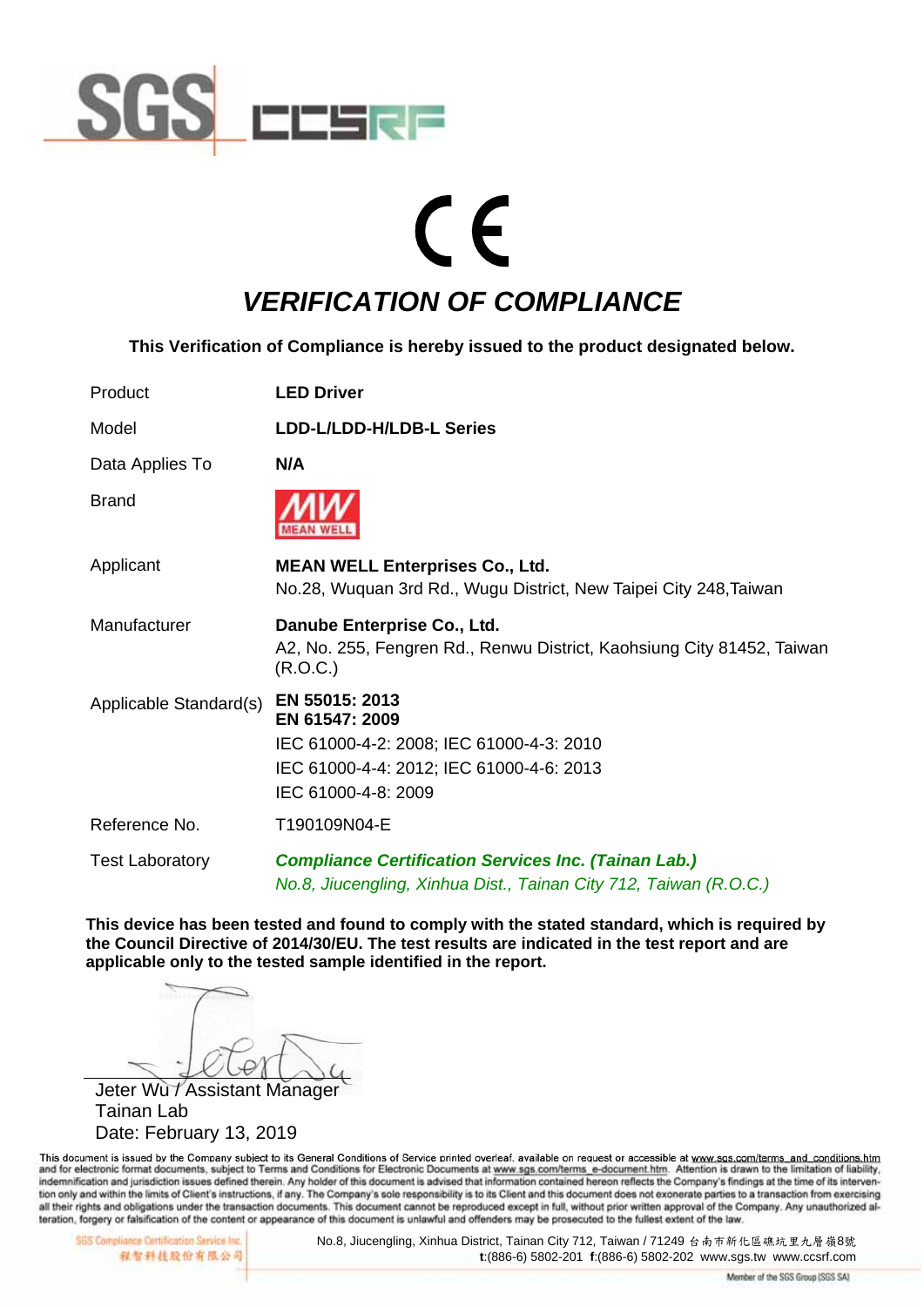SGS CCSRF

CE

# VERIFICATION OF COMPLIANCE

**This Verification of Compliance is hereby issued to the product designated below.**

| | |
|---|---|
| Product | **LED Driver** |
| Model | **LDD-L/LDD-H/LDB-L Series** |
| Data Applies To | **N/A** |
| Brand | MW MEAN WELL |
| Applicant | **MEAN WELL Enterprises Co., Ltd.**<br>No.28, Wuquan 3rd Rd., Wugu District, New Taipei City 248,Taiwan |
| Manufacturer | **Danube Enterprise Co., Ltd.**<br>A2, No. 255, Fengren Rd., Renwu District, Kaohsiung City 81452, Taiwan (R.O.C.) |
| Applicable Standard(s) | **EN 55015: 2013**<br>**EN 61547: 2009**<br>IEC 61000-4-2: 2008; IEC 61000-4-3: 2010<br>IEC 61000-4-4: 2012; IEC 61000-4-6: 2013<br>IEC 61000-4-8: 2009 |
| Reference No. | T190109N04-E |
| Test Laboratory | ***Compliance Certification Services Inc. (Tainan Lab.)***<br>*No.8, Jiucengling, Xinhua Dist., Tainan City 712, Taiwan (R.O.C.)* |

**This device has been tested and found to comply with the stated standard, which is required by the Council Directive of 2014/30/EU. The test results are indicated in the test report and are applicable only to the tested sample identified in the report.**

Jeter Wu / Assistant Manager
Tainan Lab
Date: February 13, 2019

This document is issued by the Company subject to its General Conditions of Service printed overleaf, available on request or accessible at www.sgs.com/terms_and_conditions.htm and for electronic format documents, subject to Terms and Conditions for Electronic Documents at www.sgs.com/terms_e-document.htm. Attention is drawn to the limitation of liability, indemnification and jurisdiction issues defined therein. Any holder of this document is advised that information contained hereon reflects the Company's findings at the time of its intervention only and within the limits of Client's instructions, if any. The Company's sole responsibility is to its Client and this document does not exonerate parties to a transaction from exercising all their rights and obligations under the transaction documents. This document cannot be reproduced except in full, without prior written approval of the Company. Any unauthorized alteration, forgery or falsification of the content or appearance of this document is unlawful and offenders may be prosecuted to the fullest extent of the law.

SGS Compliance Certification Service Inc.
程智科技股份有限公司

No.8, Jiucengling, Xinhua District, Tainan City 712, Taiwan / 71249 台南市新化區礁坑里九層嶺8號
t:(886-6) 5802-201 f:(886-6) 5802-202 www.sgs.tw www.ccsrf.com

Member of the SGS Group (SGS SA)